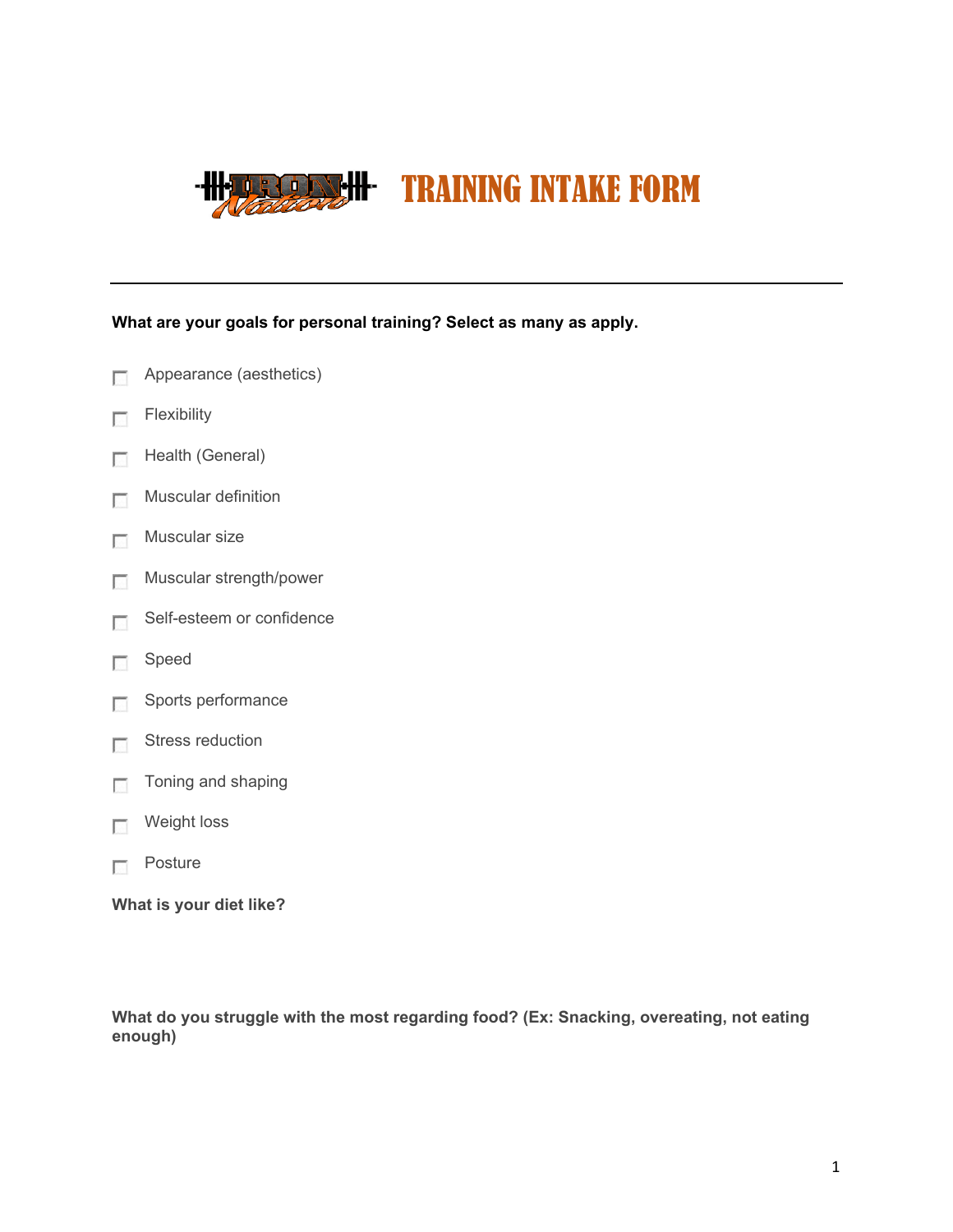# TRAINING INTAKE FORM

---

**What are your goals for personal training? Select as many as apply.**

- [ ] Appearance (aesthetics)
- [ ] Flexibility
- [ ] Health (General)
- [ ] Muscular definition
- [ ] Muscular size
- [ ] Muscular strength/power
- [ ] Self-esteem or confidence
- [ ] Speed
- [ ] Sports performance
- [ ] Stress reduction
- [ ] Toning and shaping
- [ ] Weight loss
- [ ] Posture

**What is your diet like?**

**What do you struggle with the most regarding food? (Ex: Snacking, overeating, not eating enough)**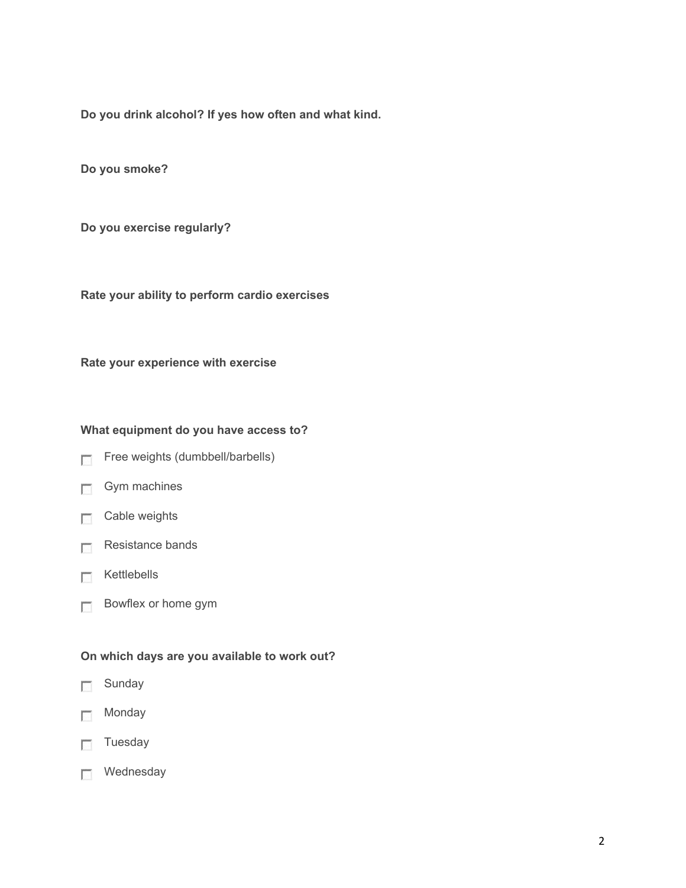**Do you drink alcohol? If yes how often and what kind.**

**Do you smoke?**

**Do you exercise regularly?**

**Rate your ability to perform cardio exercises**

**Rate your experience with exercise**

**What equipment do you have access to?**

- [ ] Free weights (dumbbell/barbells)
- [ ] Gym machines
- [ ] Cable weights
- [ ] Resistance bands
- [ ] Kettlebells
- [ ] Bowflex or home gym

**On which days are you available to work out?**

- [ ] Sunday
- [ ] Monday
- [ ] Tuesday
- [ ] Wednesday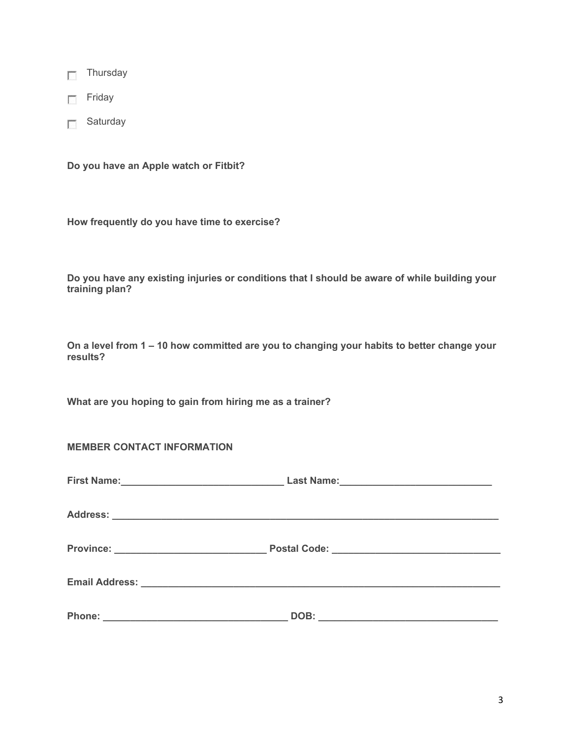- [ ] Thursday
- [ ] Friday
- [ ] Saturday

**Do you have an Apple watch or Fitbit?**

**How frequently do you have time to exercise?**

**Do you have any existing injuries or conditions that I should be aware of while building your training plan?**

**On a level from 1 – 10 how committed are you to changing your habits to better change your results?**

**What are you hoping to gain from hiring me as a trainer?**

**MEMBER CONTACT INFORMATION**

**First Name:______________________________ Last Name:____________________________**

**Address: ________________________________________________________________________**

**Province: ____________________________ Postal Code: _______________________________**

**Email Address: ____________________________________________________________________**

**Phone: _________________________________ DOB: ________________________________**